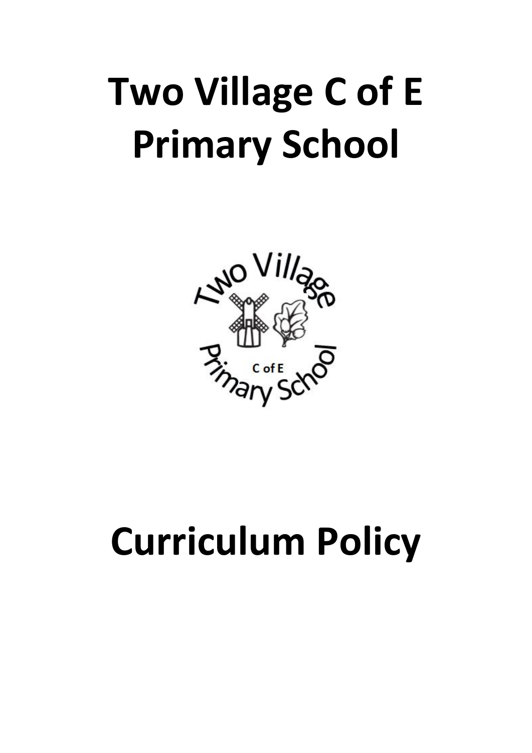# Two Village C of E Primary School

# Curriculum Policy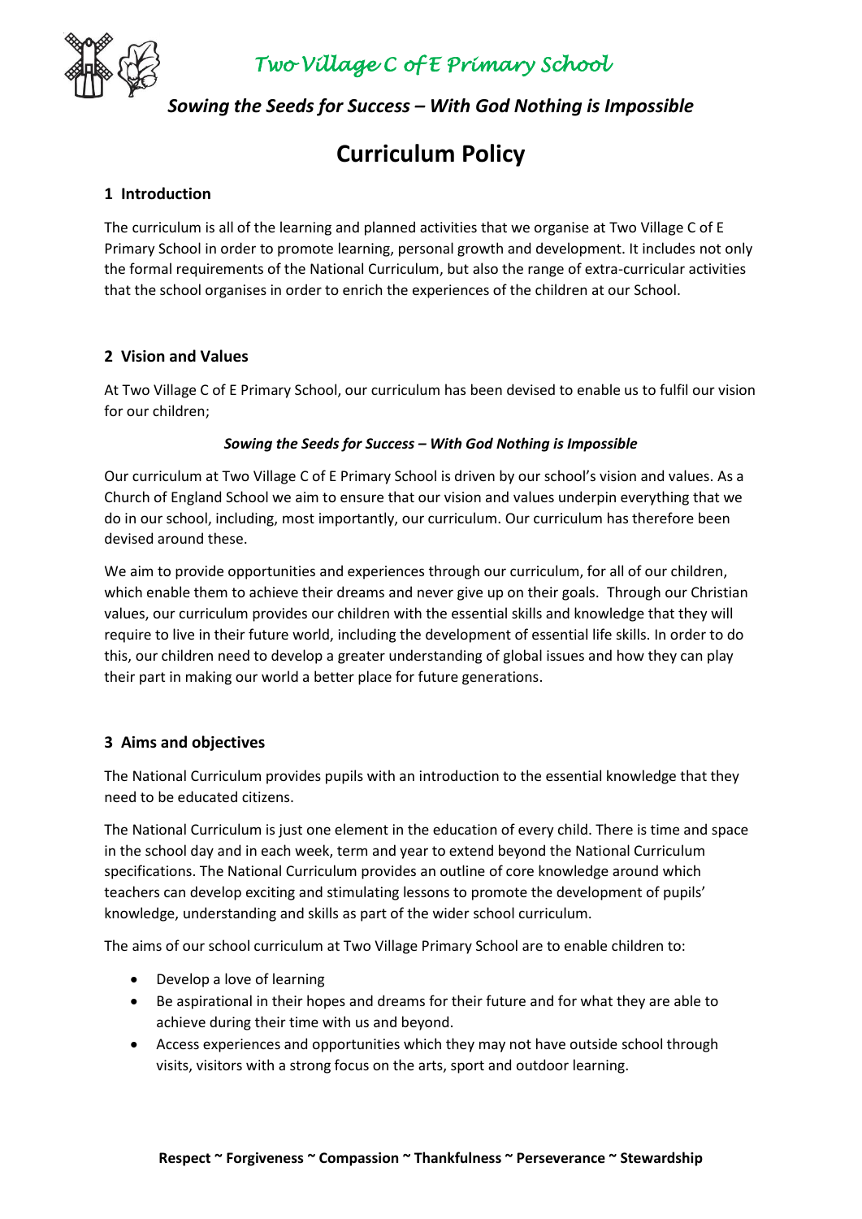# Two Village C of E Primary School

***Sowing the Seeds for Success – With God Nothing is Impossible***

# Curriculum Policy

## 1 Introduction

The curriculum is all of the learning and planned activities that we organise at Two Village C of E Primary School in order to promote learning, personal growth and development. It includes not only the formal requirements of the National Curriculum, but also the range of extra-curricular activities that the school organises in order to enrich the experiences of the children at our School.

## 2 Vision and Values

At Two Village C of E Primary School, our curriculum has been devised to enable us to fulfil our vision for our children;

***Sowing the Seeds for Success – With God Nothing is Impossible***

Our curriculum at Two Village C of E Primary School is driven by our school's vision and values. As a Church of England School we aim to ensure that our vision and values underpin everything that we do in our school, including, most importantly, our curriculum. Our curriculum has therefore been devised around these.

We aim to provide opportunities and experiences through our curriculum, for all of our children, which enable them to achieve their dreams and never give up on their goals. Through our Christian values, our curriculum provides our children with the essential skills and knowledge that they will require to live in their future world, including the development of essential life skills. In order to do this, our children need to develop a greater understanding of global issues and how they can play their part in making our world a better place for future generations.

## 3 Aims and objectives

The National Curriculum provides pupils with an introduction to the essential knowledge that they need to be educated citizens.

The National Curriculum is just one element in the education of every child. There is time and space in the school day and in each week, term and year to extend beyond the National Curriculum specifications. The National Curriculum provides an outline of core knowledge around which teachers can develop exciting and stimulating lessons to promote the development of pupils' knowledge, understanding and skills as part of the wider school curriculum.

The aims of our school curriculum at Two Village Primary School are to enable children to:

- Develop a love of learning
- Be aspirational in their hopes and dreams for their future and for what they are able to achieve during their time with us and beyond.
- Access experiences and opportunities which they may not have outside school through visits, visitors with a strong focus on the arts, sport and outdoor learning.

**Respect ~ Forgiveness ~ Compassion ~ Thankfulness ~ Perseverance ~ Stewardship**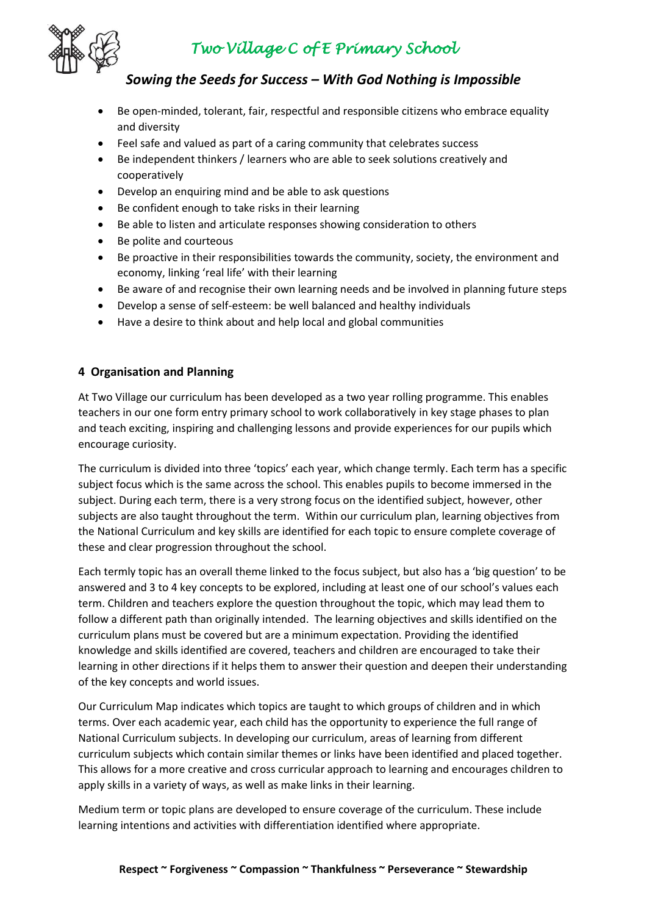- Be open-minded, tolerant, fair, respectful and responsible citizens who embrace equality and diversity
- Feel safe and valued as part of a caring community that celebrates success
- Be independent thinkers / learners who are able to seek solutions creatively and cooperatively
- Develop an enquiring mind and be able to ask questions
- Be confident enough to take risks in their learning
- Be able to listen and articulate responses showing consideration to others
- Be polite and courteous
- Be proactive in their responsibilities towards the community, society, the environment and economy, linking 'real life' with their learning
- Be aware of and recognise their own learning needs and be involved in planning future steps
- Develop a sense of self-esteem: be well balanced and healthy individuals
- Have a desire to think about and help local and global communities

## 4 Organisation and Planning

At Two Village our curriculum has been developed as a two year rolling programme. This enables teachers in our one form entry primary school to work collaboratively in key stage phases to plan and teach exciting, inspiring and challenging lessons and provide experiences for our pupils which encourage curiosity.

The curriculum is divided into three 'topics' each year, which change termly. Each term has a specific subject focus which is the same across the school. This enables pupils to become immersed in the subject. During each term, there is a very strong focus on the identified subject, however, other subjects are also taught throughout the term. Within our curriculum plan, learning objectives from the National Curriculum and key skills are identified for each topic to ensure complete coverage of these and clear progression throughout the school.

Each termly topic has an overall theme linked to the focus subject, but also has a 'big question' to be answered and 3 to 4 key concepts to be explored, including at least one of our school's values each term. Children and teachers explore the question throughout the topic, which may lead them to follow a different path than originally intended. The learning objectives and skills identified on the curriculum plans must be covered but are a minimum expectation. Providing the identified knowledge and skills identified are covered, teachers and children are encouraged to take their learning in other directions if it helps them to answer their question and deepen their understanding of the key concepts and world issues.

Our Curriculum Map indicates which topics are taught to which groups of children and in which terms. Over each academic year, each child has the opportunity to experience the full range of National Curriculum subjects. In developing our curriculum, areas of learning from different curriculum subjects which contain similar themes or links have been identified and placed together. This allows for a more creative and cross curricular approach to learning and encourages children to apply skills in a variety of ways, as well as make links in their learning.

Medium term or topic plans are developed to ensure coverage of the curriculum. These include learning intentions and activities with differentiation identified where appropriate.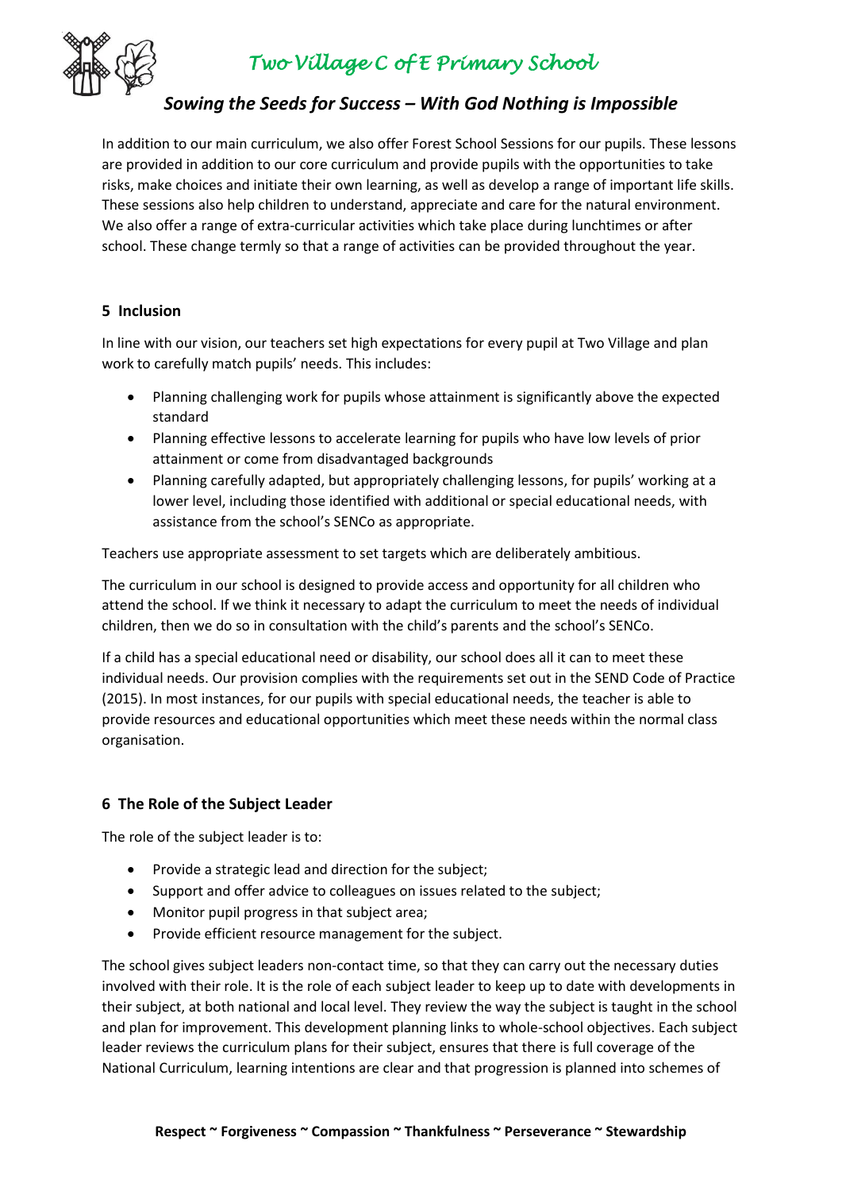In addition to our main curriculum, we also offer Forest School Sessions for our pupils. These lessons are provided in addition to our core curriculum and provide pupils with the opportunities to take risks, make choices and initiate their own learning, as well as develop a range of important life skills. These sessions also help children to understand, appreciate and care for the natural environment. We also offer a range of extra-curricular activities which take place during lunchtimes or after school. These change termly so that a range of activities can be provided throughout the year.

## 5 Inclusion

In line with our vision, our teachers set high expectations for every pupil at Two Village and plan work to carefully match pupils' needs. This includes:

- Planning challenging work for pupils whose attainment is significantly above the expected standard
- Planning effective lessons to accelerate learning for pupils who have low levels of prior attainment or come from disadvantaged backgrounds
- Planning carefully adapted, but appropriately challenging lessons, for pupils' working at a lower level, including those identified with additional or special educational needs, with assistance from the school's SENCo as appropriate.

Teachers use appropriate assessment to set targets which are deliberately ambitious.

The curriculum in our school is designed to provide access and opportunity for all children who attend the school. If we think it necessary to adapt the curriculum to meet the needs of individual children, then we do so in consultation with the child's parents and the school's SENCo.

If a child has a special educational need or disability, our school does all it can to meet these individual needs. Our provision complies with the requirements set out in the SEND Code of Practice (2015). In most instances, for our pupils with special educational needs, the teacher is able to provide resources and educational opportunities which meet these needs within the normal class organisation.

## 6 The Role of the Subject Leader

The role of the subject leader is to:

- Provide a strategic lead and direction for the subject;
- Support and offer advice to colleagues on issues related to the subject;
- Monitor pupil progress in that subject area;
- Provide efficient resource management for the subject.

The school gives subject leaders non-contact time, so that they can carry out the necessary duties involved with their role. It is the role of each subject leader to keep up to date with developments in their subject, at both national and local level. They review the way the subject is taught in the school and plan for improvement. This development planning links to whole-school objectives. Each subject leader reviews the curriculum plans for their subject, ensures that there is full coverage of the National Curriculum, learning intentions are clear and that progression is planned into schemes of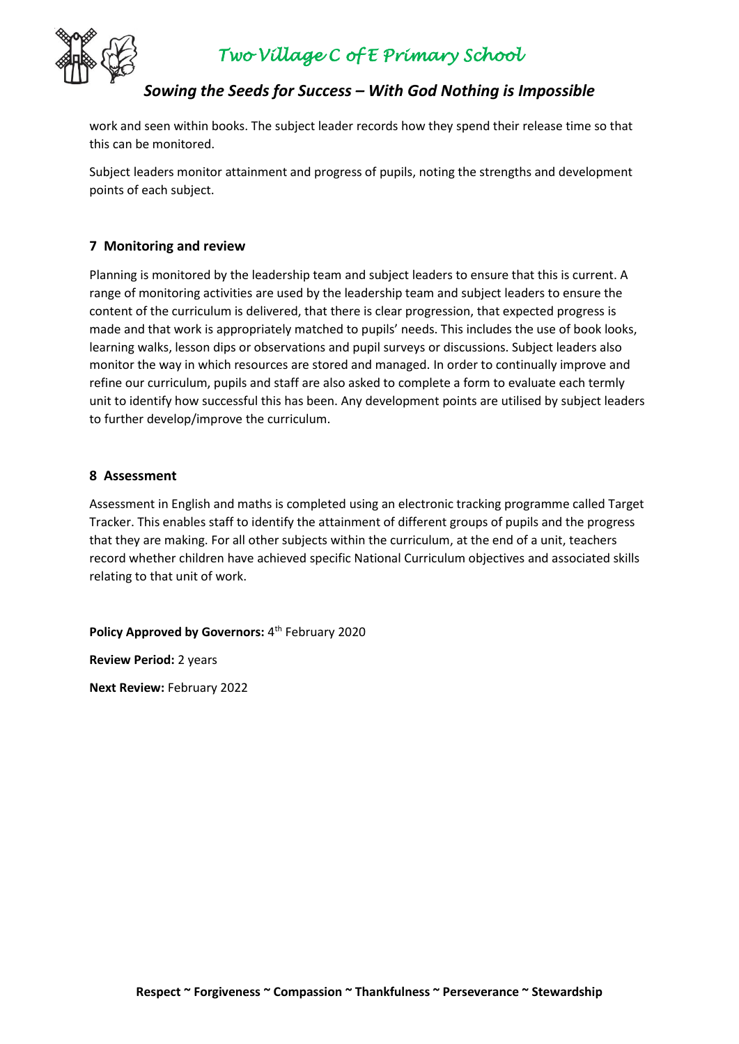work and seen within books. The subject leader records how they spend their release time so that this can be monitored.

Subject leaders monitor attainment and progress of pupils, noting the strengths and development points of each subject.

## 7 Monitoring and review

Planning is monitored by the leadership team and subject leaders to ensure that this is current. A range of monitoring activities are used by the leadership team and subject leaders to ensure the content of the curriculum is delivered, that there is clear progression, that expected progress is made and that work is appropriately matched to pupils' needs. This includes the use of book looks, learning walks, lesson dips or observations and pupil surveys or discussions. Subject leaders also monitor the way in which resources are stored and managed. In order to continually improve and refine our curriculum, pupils and staff are also asked to complete a form to evaluate each termly unit to identify how successful this has been. Any development points are utilised by subject leaders to further develop/improve the curriculum.

## 8 Assessment

Assessment in English and maths is completed using an electronic tracking programme called Target Tracker. This enables staff to identify the attainment of different groups of pupils and the progress that they are making. For all other subjects within the curriculum, at the end of a unit, teachers record whether children have achieved specific National Curriculum objectives and associated skills relating to that unit of work.

**Policy Approved by Governors:** 4th February 2020

**Review Period:** 2 years

**Next Review:** February 2022